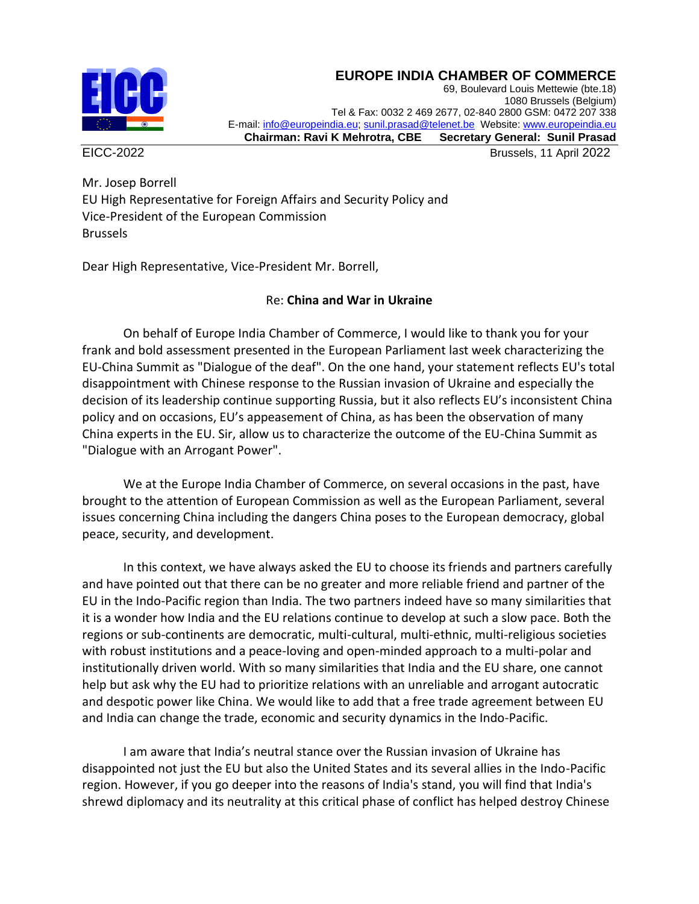**EUROPE INDIA CHAMBER OF COMMERCE**
69, Boulevard Louis Mettewie (bte.18)
1080 Brussels (Belgium)
Tel & Fax: 0032 2 469 2677, 02-840 2800 GSM: 0472 207 338
E-mail: info@europeindia.eu; sunil.prasad@telenet.be Website: www.europeindia.eu
**Chairman: Ravi K Mehrotra, CBE** **Secretary General: Sunil Prasad**

EICC-2022 Brussels, 11 April 2022

Mr. Josep Borrell
EU High Representative for Foreign Affairs and Security Policy and
Vice-President of the European Commission
Brussels

Dear High Representative, Vice-President Mr. Borrell,

Re: **China and War in Ukraine**

On behalf of Europe India Chamber of Commerce, I would like to thank you for your frank and bold assessment presented in the European Parliament last week characterizing the EU-China Summit as "Dialogue of the deaf". On the one hand, your statement reflects EU's total disappointment with Chinese response to the Russian invasion of Ukraine and especially the decision of its leadership continue supporting Russia, but it also reflects EU's inconsistent China policy and on occasions, EU's appeasement of China, as has been the observation of many China experts in the EU. Sir, allow us to characterize the outcome of the EU-China Summit as "Dialogue with an Arrogant Power".

We at the Europe India Chamber of Commerce, on several occasions in the past, have brought to the attention of European Commission as well as the European Parliament, several issues concerning China including the dangers China poses to the European democracy, global peace, security, and development.

In this context, we have always asked the EU to choose its friends and partners carefully and have pointed out that there can be no greater and more reliable friend and partner of the EU in the Indo-Pacific region than India. The two partners indeed have so many similarities that it is a wonder how India and the EU relations continue to develop at such a slow pace. Both the regions or sub-continents are democratic, multi-cultural, multi-ethnic, multi-religious societies with robust institutions and a peace-loving and open-minded approach to a multi-polar and institutionally driven world. With so many similarities that India and the EU share, one cannot help but ask why the EU had to prioritize relations with an unreliable and arrogant autocratic and despotic power like China. We would like to add that a free trade agreement between EU and India can change the trade, economic and security dynamics in the Indo-Pacific.

I am aware that India's neutral stance over the Russian invasion of Ukraine has disappointed not just the EU but also the United States and its several allies in the Indo-Pacific region. However, if you go deeper into the reasons of India's stand, you will find that India's shrewd diplomacy and its neutrality at this critical phase of conflict has helped destroy Chinese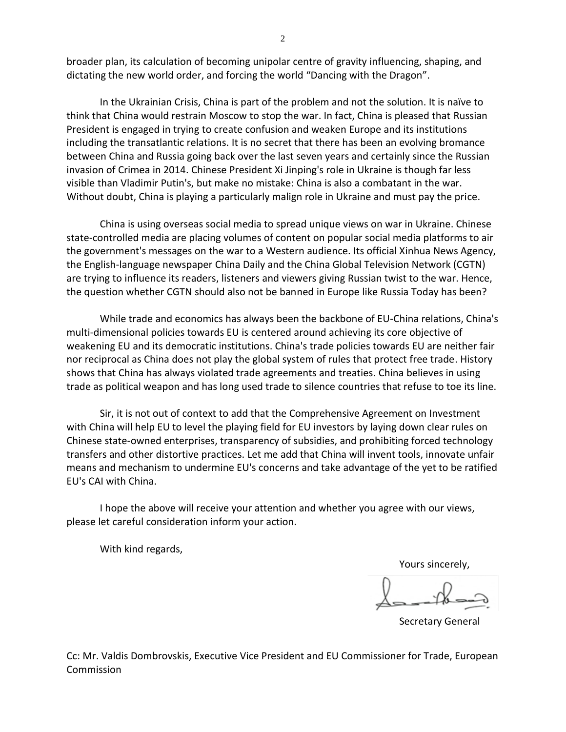broader plan, its calculation of becoming unipolar centre of gravity influencing, shaping, and dictating the new world order, and forcing the world "Dancing with the Dragon".

In the Ukrainian Crisis, China is part of the problem and not the solution. It is naïve to think that China would restrain Moscow to stop the war. In fact, China is pleased that Russian President is engaged in trying to create confusion and weaken Europe and its institutions including the transatlantic relations. It is no secret that there has been an evolving bromance between China and Russia going back over the last seven years and certainly since the Russian invasion of Crimea in 2014. Chinese President Xi Jinping's role in Ukraine is though far less visible than Vladimir Putin's, but make no mistake: China is also a combatant in the war. Without doubt, China is playing a particularly malign role in Ukraine and must pay the price.

China is using overseas social media to spread unique views on war in Ukraine. Chinese state-controlled media are placing volumes of content on popular social media platforms to air the government's messages on the war to a Western audience. Its official Xinhua News Agency, the English-language newspaper China Daily and the China Global Television Network (CGTN) are trying to influence its readers, listeners and viewers giving Russian twist to the war. Hence, the question whether CGTN should also not be banned in Europe like Russia Today has been?

While trade and economics has always been the backbone of EU-China relations, China's multi-dimensional policies towards EU is centered around achieving its core objective of weakening EU and its democratic institutions. China's trade policies towards EU are neither fair nor reciprocal as China does not play the global system of rules that protect free trade. History shows that China has always violated trade agreements and treaties. China believes in using trade as political weapon and has long used trade to silence countries that refuse to toe its line.

Sir, it is not out of context to add that the Comprehensive Agreement on Investment with China will help EU to level the playing field for EU investors by laying down clear rules on Chinese state-owned enterprises, transparency of subsidies, and prohibiting forced technology transfers and other distortive practices. Let me add that China will invent tools, innovate unfair means and mechanism to undermine EU's concerns and take advantage of the yet to be ratified EU's CAI with China.

I hope the above will receive your attention and whether you agree with our views, please let careful consideration inform your action.

With kind regards,

Yours sincerely,

Secretary General

Cc: Mr. Valdis Dombrovskis, Executive Vice President and EU Commissioner for Trade, European Commission